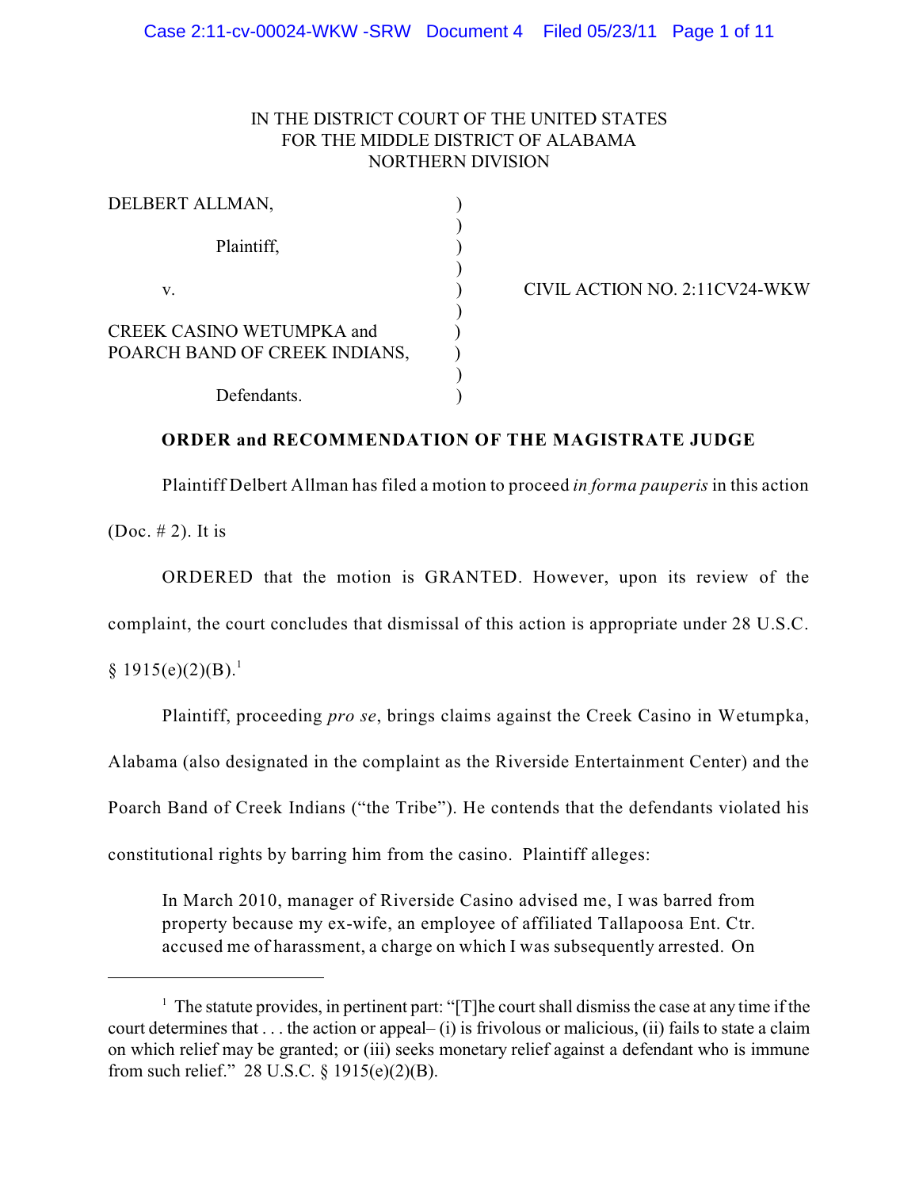IN THE DISTRICT COURT OF THE UNITED STATES
FOR THE MIDDLE DISTRICT OF ALABAMA
NORTHERN DIVISION

| | | |
|---|---|---|
| DELBERT ALLMAN, | ) | |
| | ) | |
| Plaintiff, | ) | |
| | ) | |
| v. | ) | CIVIL ACTION NO. 2:11CV24-WKW |
| | ) | |
| CREEK CASINO WETUMPKA and POARCH BAND OF CREEK INDIANS, | ) | |
| | ) | |
| Defendants. | ) | |

## ORDER and RECOMMENDATION OF THE MAGISTRATE JUDGE

Plaintiff Delbert Allman has filed a motion to proceed *in forma pauperis* in this action (Doc. # 2). It is

ORDERED that the motion is GRANTED. However, upon its review of the complaint, the court concludes that dismissal of this action is appropriate under 28 U.S.C. § 1915(e)(2)(B).[1]

Plaintiff, proceeding *pro se*, brings claims against the Creek Casino in Wetumpka, Alabama (also designated in the complaint as the Riverside Entertainment Center) and the Poarch Band of Creek Indians ("the Tribe"). He contends that the defendants violated his constitutional rights by barring him from the casino. Plaintiff alleges:

> In March 2010, manager of Riverside Casino advised me, I was barred from property because my ex-wife, an employee of affiliated Tallapoosa Ent. Ctr. accused me of harassment, a charge on which I was subsequently arrested. On

---

[1] The statute provides, in pertinent part: "[T]he court shall dismiss the case at any time if the court determines that . . . the action or appeal– (i) is frivolous or malicious, (ii) fails to state a claim on which relief may be granted; or (iii) seeks monetary relief against a defendant who is immune from such relief." 28 U.S.C. § 1915(e)(2)(B).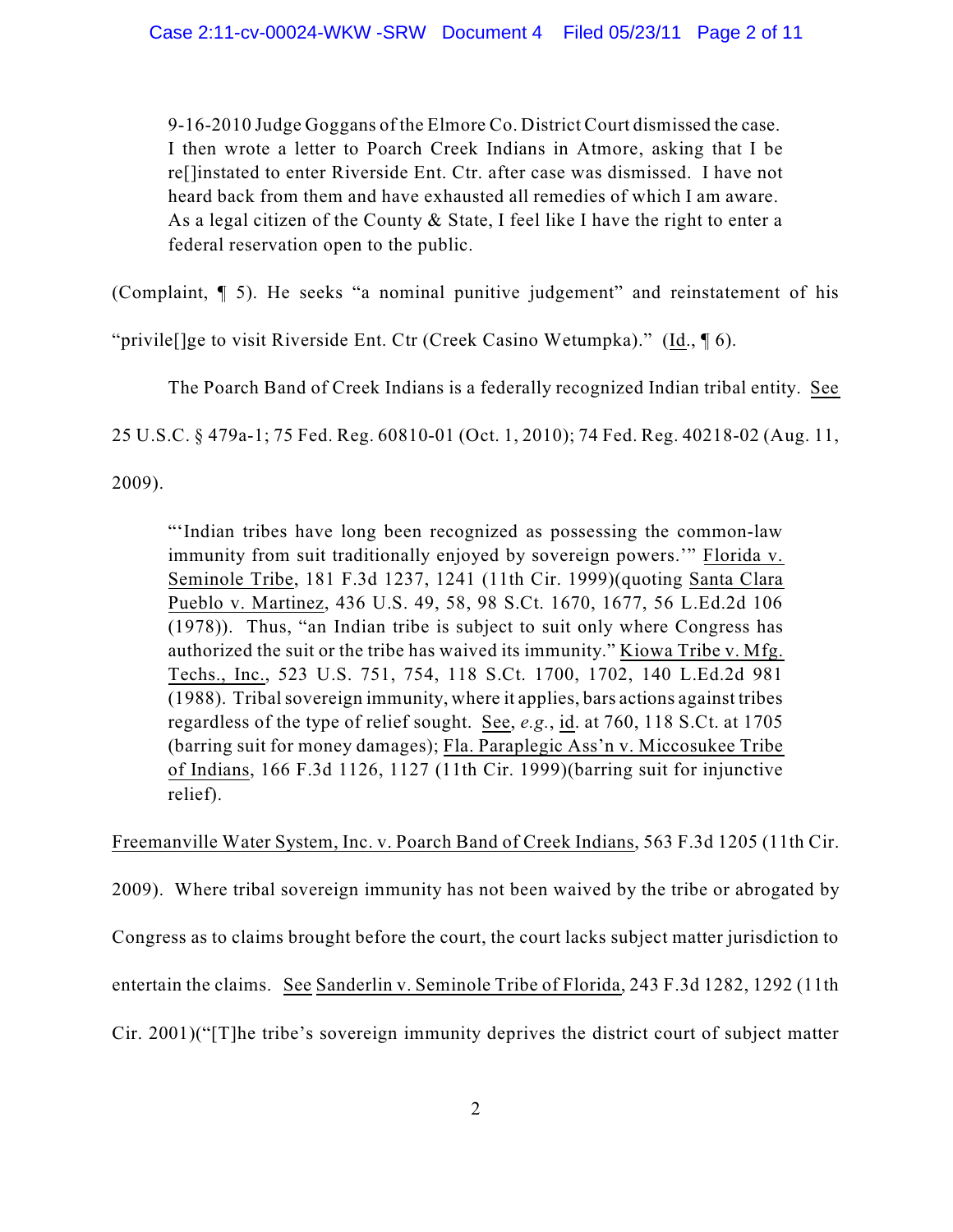> 9-16-2010 Judge Goggans of the Elmore Co. District Court dismissed the case. I then wrote a letter to Poarch Creek Indians in Atmore, asking that I be re[]instated to enter Riverside Ent. Ctr. after case was dismissed. I have not heard back from them and have exhausted all remedies of which I am aware. As a legal citizen of the County & State, I feel like I have the right to enter a federal reservation open to the public.

(Complaint, ¶ 5). He seeks "a nominal punitive judgement" and reinstatement of his "privile[]ge to visit Riverside Ent. Ctr (Creek Casino Wetumpka)." (Id., ¶ 6).

The Poarch Band of Creek Indians is a federally recognized Indian tribal entity. See 25 U.S.C. § 479a-1; 75 Fed. Reg. 60810-01 (Oct. 1, 2010); 74 Fed. Reg. 40218-02 (Aug. 11, 2009).

> "'Indian tribes have long been recognized as possessing the common-law immunity from suit traditionally enjoyed by sovereign powers.'" Florida v. Seminole Tribe, 181 F.3d 1237, 1241 (11th Cir. 1999)(quoting Santa Clara Pueblo v. Martinez, 436 U.S. 49, 58, 98 S.Ct. 1670, 1677, 56 L.Ed.2d 106 (1978)). Thus, "an Indian tribe is subject to suit only where Congress has authorized the suit or the tribe has waived its immunity." Kiowa Tribe v. Mfg. Techs., Inc., 523 U.S. 751, 754, 118 S.Ct. 1700, 1702, 140 L.Ed.2d 981 (1988). Tribal sovereign immunity, where it applies, bars actions against tribes regardless of the type of relief sought. See, *e.g.*, id. at 760, 118 S.Ct. at 1705 (barring suit for money damages); Fla. Paraplegic Ass'n v. Miccosukee Tribe of Indians, 166 F.3d 1126, 1127 (11th Cir. 1999)(barring suit for injunctive relief).

Freemanville Water System, Inc. v. Poarch Band of Creek Indians, 563 F.3d 1205 (11th Cir. 2009). Where tribal sovereign immunity has not been waived by the tribe or abrogated by Congress as to claims brought before the court, the court lacks subject matter jurisdiction to entertain the claims. See Sanderlin v. Seminole Tribe of Florida, 243 F.3d 1282, 1292 (11th Cir. 2001)("[T]he tribe's sovereign immunity deprives the district court of subject matter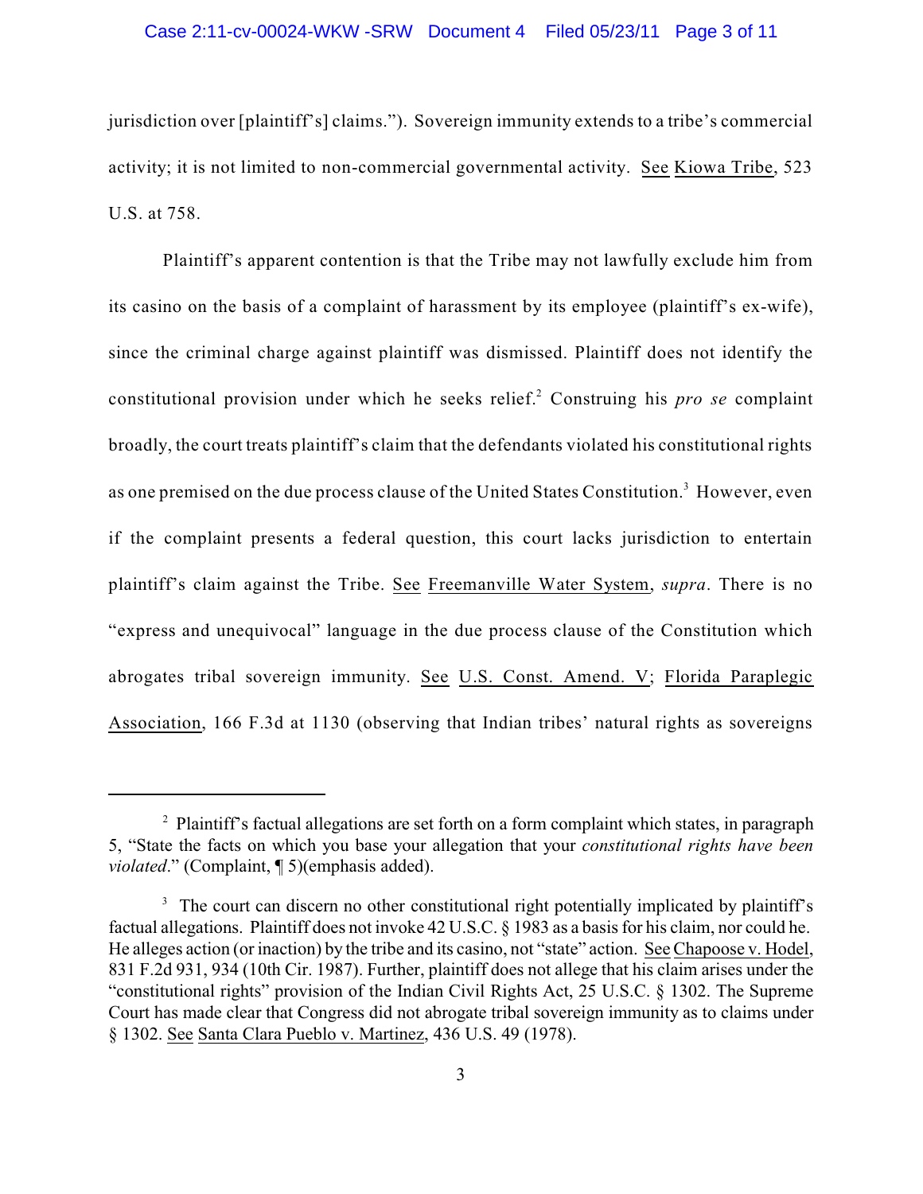jurisdiction over [plaintiff's] claims."). Sovereign immunity extends to a tribe's commercial activity; it is not limited to non-commercial governmental activity. See Kiowa Tribe, 523 U.S. at 758.

Plaintiff's apparent contention is that the Tribe may not lawfully exclude him from its casino on the basis of a complaint of harassment by its employee (plaintiff's ex-wife), since the criminal charge against plaintiff was dismissed. Plaintiff does not identify the constitutional provision under which he seeks relief.[2] Construing his *pro se* complaint broadly, the court treats plaintiff's claim that the defendants violated his constitutional rights as one premised on the due process clause of the United States Constitution.[3] However, even if the complaint presents a federal question, this court lacks jurisdiction to entertain plaintiff's claim against the Tribe. See Freemanville Water System, *supra*. There is no "express and unequivocal" language in the due process clause of the Constitution which abrogates tribal sovereign immunity. See U.S. Const. Amend. V; Florida Paraplegic Association, 166 F.3d at 1130 (observing that Indian tribes' natural rights as sovereigns

---

[2] Plaintiff's factual allegations are set forth on a form complaint which states, in paragraph 5, "State the facts on which you base your allegation that your *constitutional rights have been violated*." (Complaint, ¶ 5)(emphasis added).

[3] The court can discern no other constitutional right potentially implicated by plaintiff's factual allegations. Plaintiff does not invoke 42 U.S.C. § 1983 as a basis for his claim, nor could he. He alleges action (or inaction) by the tribe and its casino, not "state" action. See Chapoose v. Hodel, 831 F.2d 931, 934 (10th Cir. 1987). Further, plaintiff does not allege that his claim arises under the "constitutional rights" provision of the Indian Civil Rights Act, 25 U.S.C. § 1302. The Supreme Court has made clear that Congress did not abrogate tribal sovereign immunity as to claims under § 1302. See Santa Clara Pueblo v. Martinez, 436 U.S. 49 (1978).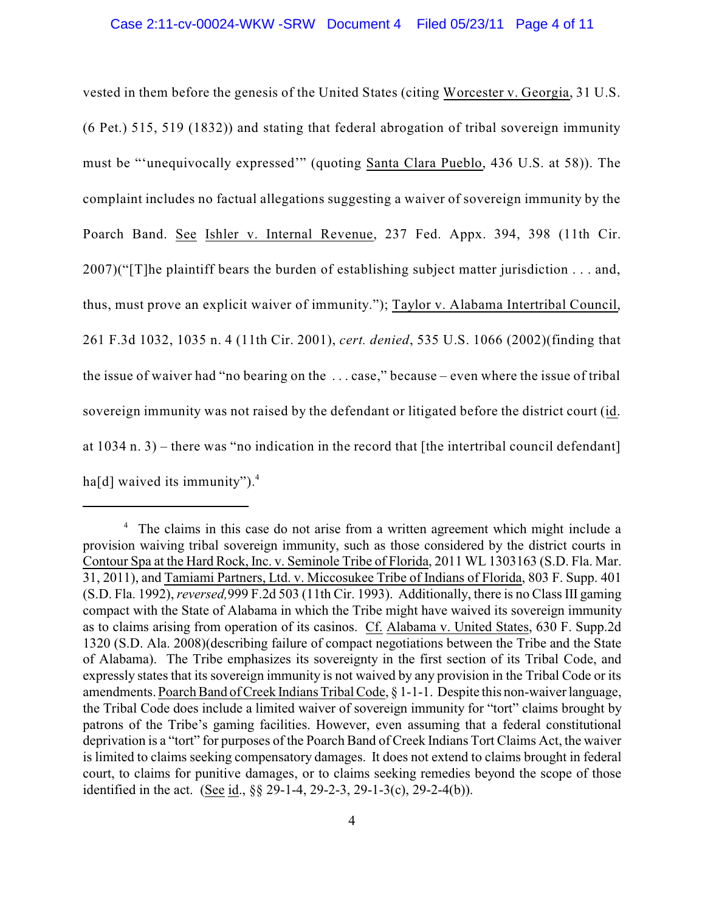vested in them before the genesis of the United States (citing Worcester v. Georgia, 31 U.S. (6 Pet.) 515, 519 (1832)) and stating that federal abrogation of tribal sovereign immunity must be "'unequivocally expressed'" (quoting Santa Clara Pueblo, 436 U.S. at 58)). The complaint includes no factual allegations suggesting a waiver of sovereign immunity by the Poarch Band. See Ishler v. Internal Revenue, 237 Fed. Appx. 394, 398 (11th Cir. 2007)("[T]he plaintiff bears the burden of establishing subject matter jurisdiction . . . and, thus, must prove an explicit waiver of immunity."); Taylor v. Alabama Intertribal Council, 261 F.3d 1032, 1035 n. 4 (11th Cir. 2001), *cert. denied*, 535 U.S. 1066 (2002)(finding that the issue of waiver had "no bearing on the . . . case," because – even where the issue of tribal sovereign immunity was not raised by the defendant or litigated before the district court (id. at 1034 n. 3) – there was "no indication in the record that [the intertribal council defendant] ha[d] waived its immunity").[4]

---

[4] The claims in this case do not arise from a written agreement which might include a provision waiving tribal sovereign immunity, such as those considered by the district courts in Contour Spa at the Hard Rock, Inc. v. Seminole Tribe of Florida, 2011 WL 1303163 (S.D. Fla. Mar. 31, 2011), and Tamiami Partners, Ltd. v. Miccosukee Tribe of Indians of Florida, 803 F. Supp. 401 (S.D. Fla. 1992), *reversed,* 999 F.2d 503 (11th Cir. 1993). Additionally, there is no Class III gaming compact with the State of Alabama in which the Tribe might have waived its sovereign immunity as to claims arising from operation of its casinos. Cf. Alabama v. United States, 630 F. Supp.2d 1320 (S.D. Ala. 2008)(describing failure of compact negotiations between the Tribe and the State of Alabama). The Tribe emphasizes its sovereignty in the first section of its Tribal Code, and expressly states that its sovereign immunity is not waived by any provision in the Tribal Code or its amendments. Poarch Band of Creek Indians Tribal Code, § 1-1-1. Despite this non-waiver language, the Tribal Code does include a limited waiver of sovereign immunity for "tort" claims brought by patrons of the Tribe's gaming facilities. However, even assuming that a federal constitutional deprivation is a "tort" for purposes of the Poarch Band of Creek Indians Tort Claims Act, the waiver is limited to claims seeking compensatory damages. It does not extend to claims brought in federal court, to claims for punitive damages, or to claims seeking remedies beyond the scope of those identified in the act. (See id., §§ 29-1-4, 29-2-3, 29-1-3(c), 29-2-4(b)).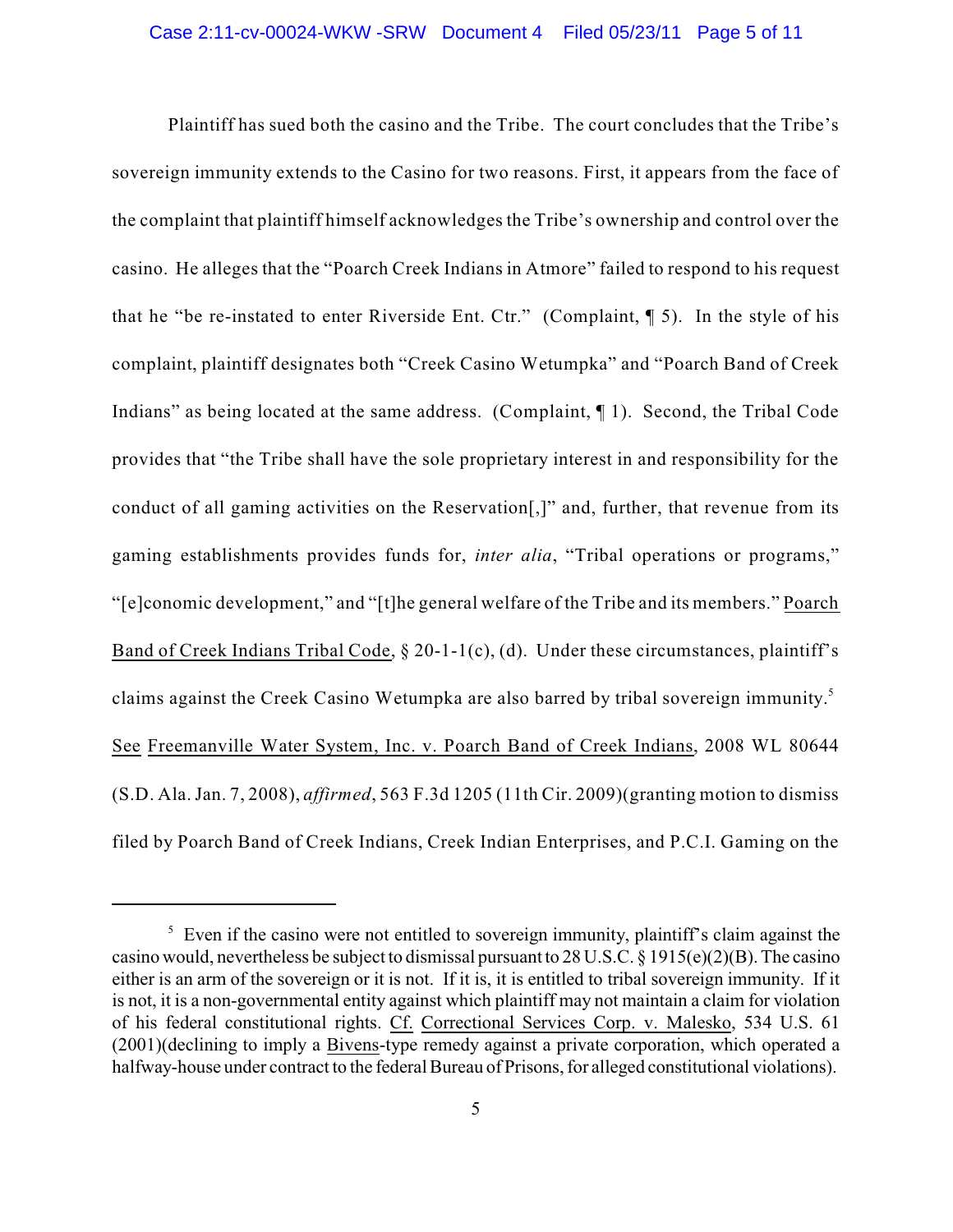Plaintiff has sued both the casino and the Tribe. The court concludes that the Tribe's sovereign immunity extends to the Casino for two reasons. First, it appears from the face of the complaint that plaintiff himself acknowledges the Tribe's ownership and control over the casino. He alleges that the "Poarch Creek Indians in Atmore" failed to respond to his request that he "be re-instated to enter Riverside Ent. Ctr." (Complaint, ¶ 5). In the style of his complaint, plaintiff designates both "Creek Casino Wetumpka" and "Poarch Band of Creek Indians" as being located at the same address. (Complaint, ¶ 1). Second, the Tribal Code provides that "the Tribe shall have the sole proprietary interest in and responsibility for the conduct of all gaming activities on the Reservation[,]" and, further, that revenue from its gaming establishments provides funds for, *inter alia*, "Tribal operations or programs," "[e]conomic development," and "[t]he general welfare of the Tribe and its members." Poarch Band of Creek Indians Tribal Code, § 20-1-1(c), (d). Under these circumstances, plaintiff's claims against the Creek Casino Wetumpka are also barred by tribal sovereign immunity.[5] See Freemanville Water System, Inc. v. Poarch Band of Creek Indians, 2008 WL 80644 (S.D. Ala. Jan. 7, 2008), *affirmed*, 563 F.3d 1205 (11th Cir. 2009)(granting motion to dismiss filed by Poarch Band of Creek Indians, Creek Indian Enterprises, and P.C.I. Gaming on the

---

[5] Even if the casino were not entitled to sovereign immunity, plaintiff's claim against the casino would, nevertheless be subject to dismissal pursuant to 28 U.S.C. § 1915(e)(2)(B). The casino either is an arm of the sovereign or it is not. If it is, it is entitled to tribal sovereign immunity. If it is not, it is a non-governmental entity against which plaintiff may not maintain a claim for violation of his federal constitutional rights. Cf. Correctional Services Corp. v. Malesko, 534 U.S. 61 (2001)(declining to imply a Bivens-type remedy against a private corporation, which operated a halfway-house under contract to the federal Bureau of Prisons, for alleged constitutional violations).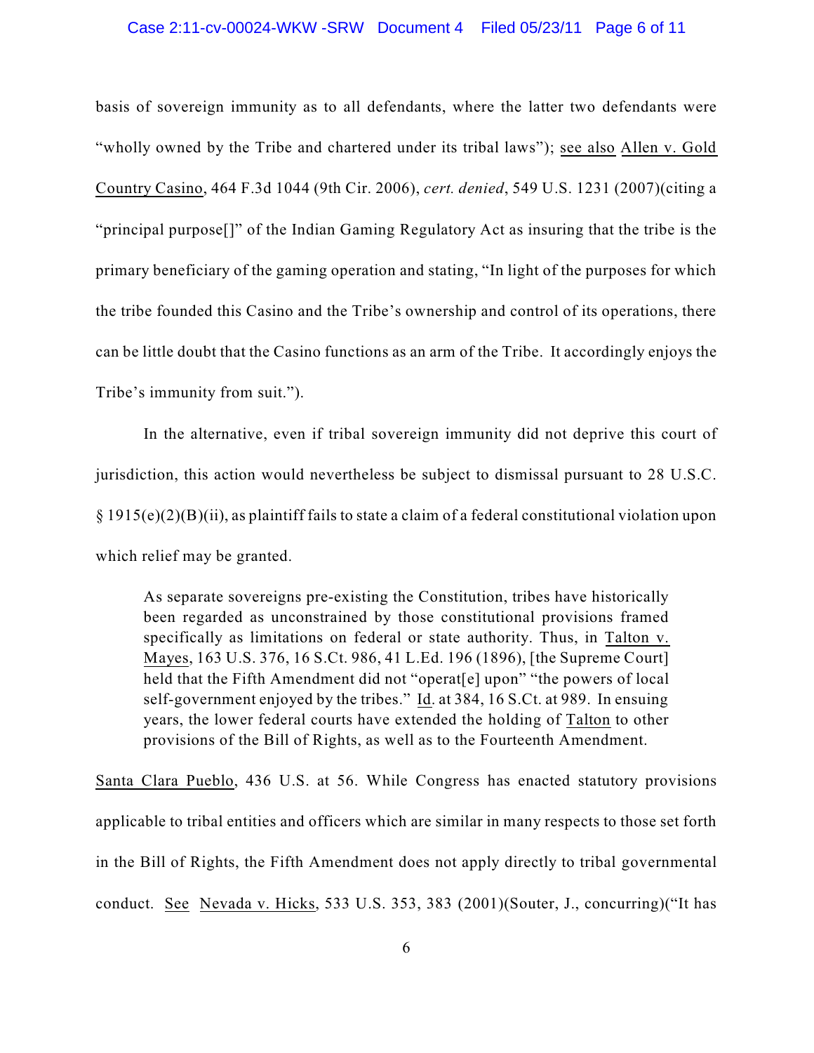basis of sovereign immunity as to all defendants, where the latter two defendants were "wholly owned by the Tribe and chartered under its tribal laws"); see also Allen v. Gold Country Casino, 464 F.3d 1044 (9th Cir. 2006), *cert. denied*, 549 U.S. 1231 (2007)(citing a "principal purpose[]" of the Indian Gaming Regulatory Act as insuring that the tribe is the primary beneficiary of the gaming operation and stating, "In light of the purposes for which the tribe founded this Casino and the Tribe's ownership and control of its operations, there can be little doubt that the Casino functions as an arm of the Tribe. It accordingly enjoys the Tribe's immunity from suit.").

In the alternative, even if tribal sovereign immunity did not deprive this court of jurisdiction, this action would nevertheless be subject to dismissal pursuant to 28 U.S.C. § 1915(e)(2)(B)(ii), as plaintiff fails to state a claim of a federal constitutional violation upon which relief may be granted.

> As separate sovereigns pre-existing the Constitution, tribes have historically been regarded as unconstrained by those constitutional provisions framed specifically as limitations on federal or state authority. Thus, in Talton v. Mayes, 163 U.S. 376, 16 S.Ct. 986, 41 L.Ed. 196 (1896), [the Supreme Court] held that the Fifth Amendment did not "operat[e] upon" "the powers of local self-government enjoyed by the tribes." Id. at 384, 16 S.Ct. at 989. In ensuing years, the lower federal courts have extended the holding of Talton to other provisions of the Bill of Rights, as well as to the Fourteenth Amendment.

Santa Clara Pueblo, 436 U.S. at 56. While Congress has enacted statutory provisions applicable to tribal entities and officers which are similar in many respects to those set forth in the Bill of Rights, the Fifth Amendment does not apply directly to tribal governmental conduct. See Nevada v. Hicks, 533 U.S. 353, 383 (2001)(Souter, J., concurring)("It has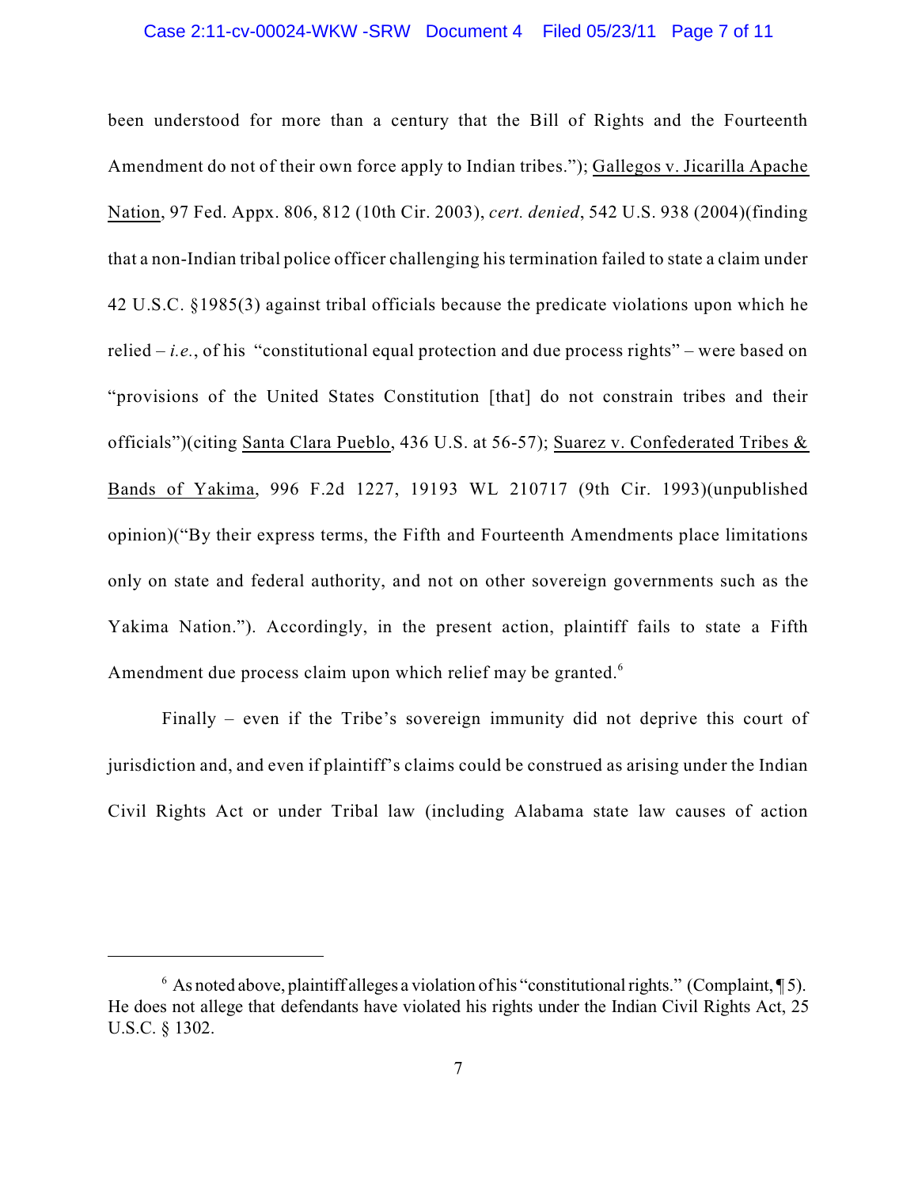been understood for more than a century that the Bill of Rights and the Fourteenth Amendment do not of their own force apply to Indian tribes."); Gallegos v. Jicarilla Apache Nation, 97 Fed. Appx. 806, 812 (10th Cir. 2003), *cert. denied*, 542 U.S. 938 (2004)(finding that a non-Indian tribal police officer challenging his termination failed to state a claim under 42 U.S.C. §1985(3) against tribal officials because the predicate violations upon which he relied – *i.e.*, of his "constitutional equal protection and due process rights" – were based on "provisions of the United States Constitution [that] do not constrain tribes and their officials")(citing Santa Clara Pueblo, 436 U.S. at 56-57); Suarez v. Confederated Tribes & Bands of Yakima, 996 F.2d 1227, 19193 WL 210717 (9th Cir. 1993)(unpublished opinion)("By their express terms, the Fifth and Fourteenth Amendments place limitations only on state and federal authority, and not on other sovereign governments such as the Yakima Nation."). Accordingly, in the present action, plaintiff fails to state a Fifth Amendment due process claim upon which relief may be granted.[6]

Finally – even if the Tribe's sovereign immunity did not deprive this court of jurisdiction and, and even if plaintiff's claims could be construed as arising under the Indian Civil Rights Act or under Tribal law (including Alabama state law causes of action

---

[6] As noted above, plaintiff alleges a violation of his "constitutional rights." (Complaint, ¶ 5). He does not allege that defendants have violated his rights under the Indian Civil Rights Act, 25 U.S.C. § 1302.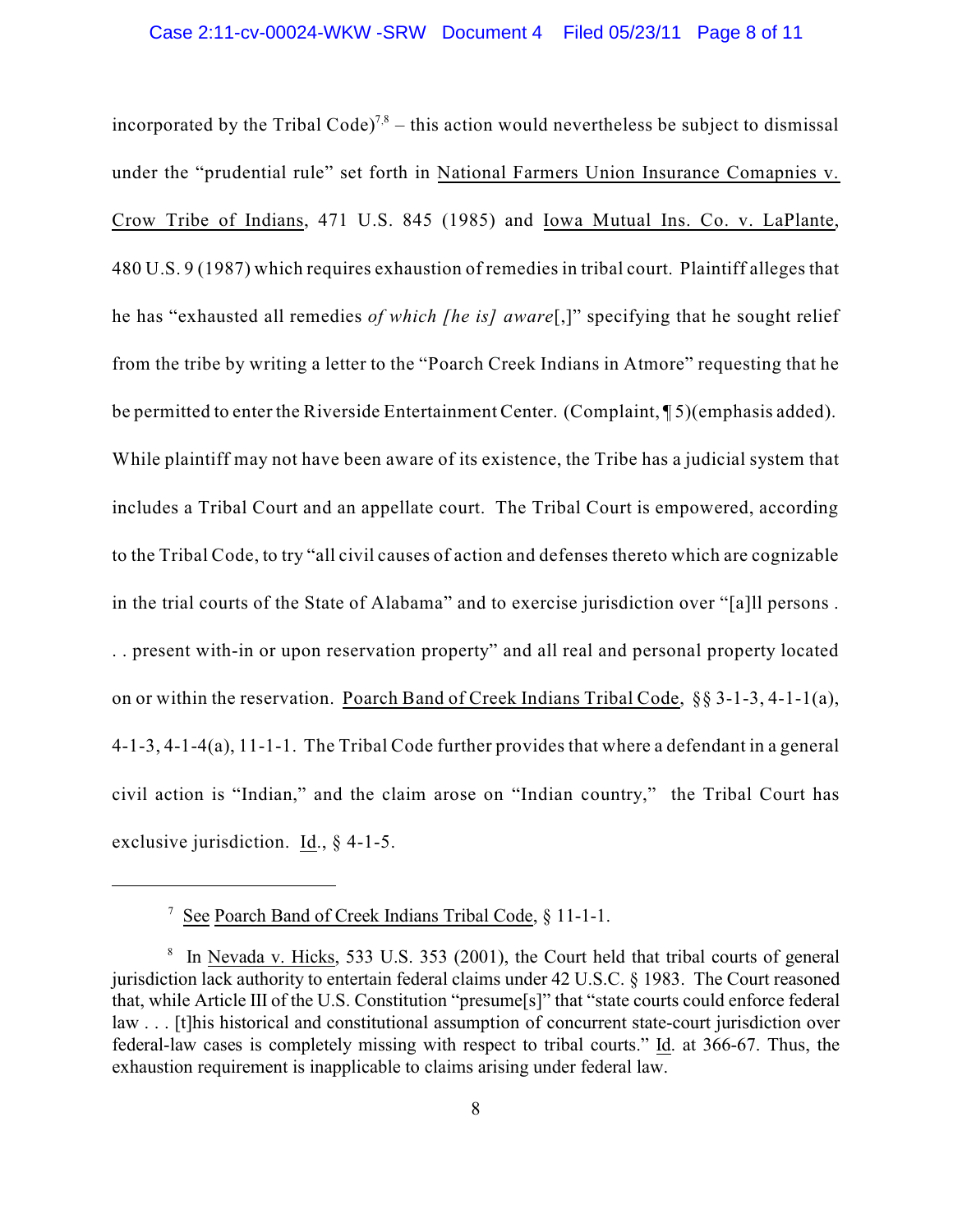incorporated by the Tribal Code)[7,8] – this action would nevertheless be subject to dismissal under the "prudential rule" set forth in National Farmers Union Insurance Comapnies v. Crow Tribe of Indians, 471 U.S. 845 (1985) and Iowa Mutual Ins. Co. v. LaPlante, 480 U.S. 9 (1987) which requires exhaustion of remedies in tribal court. Plaintiff alleges that he has "exhausted all remedies *of which [he is] aware*[,]" specifying that he sought relief from the tribe by writing a letter to the "Poarch Creek Indians in Atmore" requesting that he be permitted to enter the Riverside Entertainment Center. (Complaint, ¶ 5)(emphasis added). While plaintiff may not have been aware of its existence, the Tribe has a judicial system that includes a Tribal Court and an appellate court. The Tribal Court is empowered, according to the Tribal Code, to try "all civil causes of action and defenses thereto which are cognizable in the trial courts of the State of Alabama" and to exercise jurisdiction over "[a]ll persons . . . present with-in or upon reservation property" and all real and personal property located on or within the reservation. Poarch Band of Creek Indians Tribal Code, §§ 3-1-3, 4-1-1(a), 4-1-3, 4-1-4(a), 11-1-1. The Tribal Code further provides that where a defendant in a general civil action is "Indian," and the claim arose on "Indian country," the Tribal Court has exclusive jurisdiction. Id., § 4-1-5.

---

[7] See Poarch Band of Creek Indians Tribal Code, § 11-1-1.

[8] In Nevada v. Hicks, 533 U.S. 353 (2001), the Court held that tribal courts of general jurisdiction lack authority to entertain federal claims under 42 U.S.C. § 1983. The Court reasoned that, while Article III of the U.S. Constitution "presume[s]" that "state courts could enforce federal law . . . [t]his historical and constitutional assumption of concurrent state-court jurisdiction over federal-law cases is completely missing with respect to tribal courts." Id. at 366-67. Thus, the exhaustion requirement is inapplicable to claims arising under federal law.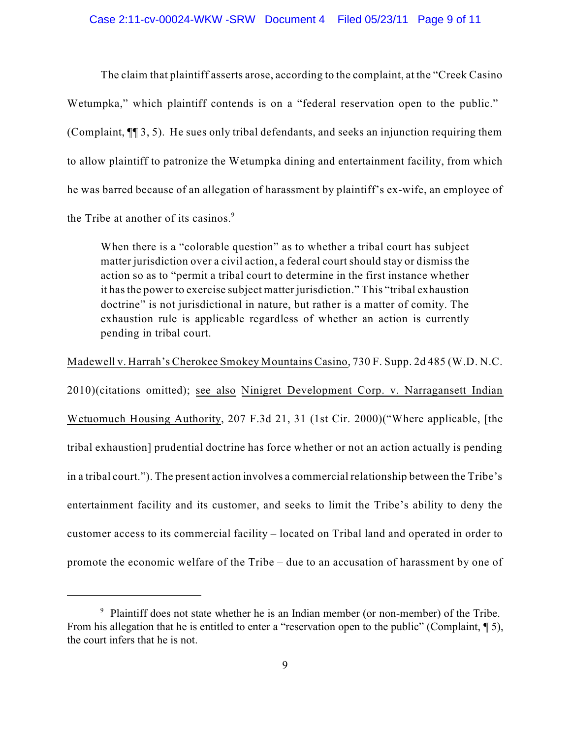The claim that plaintiff asserts arose, according to the complaint, at the "Creek Casino Wetumpka," which plaintiff contends is on a "federal reservation open to the public." (Complaint, ¶¶ 3, 5). He sues only tribal defendants, and seeks an injunction requiring them to allow plaintiff to patronize the Wetumpka dining and entertainment facility, from which he was barred because of an allegation of harassment by plaintiff's ex-wife, an employee of the Tribe at another of its casinos.[9]

> When there is a "colorable question" as to whether a tribal court has subject matter jurisdiction over a civil action, a federal court should stay or dismiss the action so as to "permit a tribal court to determine in the first instance whether it has the power to exercise subject matter jurisdiction." This "tribal exhaustion doctrine" is not jurisdictional in nature, but rather is a matter of comity. The exhaustion rule is applicable regardless of whether an action is currently pending in tribal court.

Madewell v. Harrah's Cherokee Smokey Mountains Casino, 730 F. Supp. 2d 485 (W.D. N.C. 2010)(citations omitted); see also Ninigret Development Corp. v. Narragansett Indian Wetuomuch Housing Authority, 207 F.3d 21, 31 (1st Cir. 2000)("Where applicable, [the tribal exhaustion] prudential doctrine has force whether or not an action actually is pending in a tribal court."). The present action involves a commercial relationship between the Tribe's entertainment facility and its customer, and seeks to limit the Tribe's ability to deny the customer access to its commercial facility – located on Tribal land and operated in order to promote the economic welfare of the Tribe – due to an accusation of harassment by one of

[9] Plaintiff does not state whether he is an Indian member (or non-member) of the Tribe. From his allegation that he is entitled to enter a "reservation open to the public" (Complaint, ¶ 5), the court infers that he is not.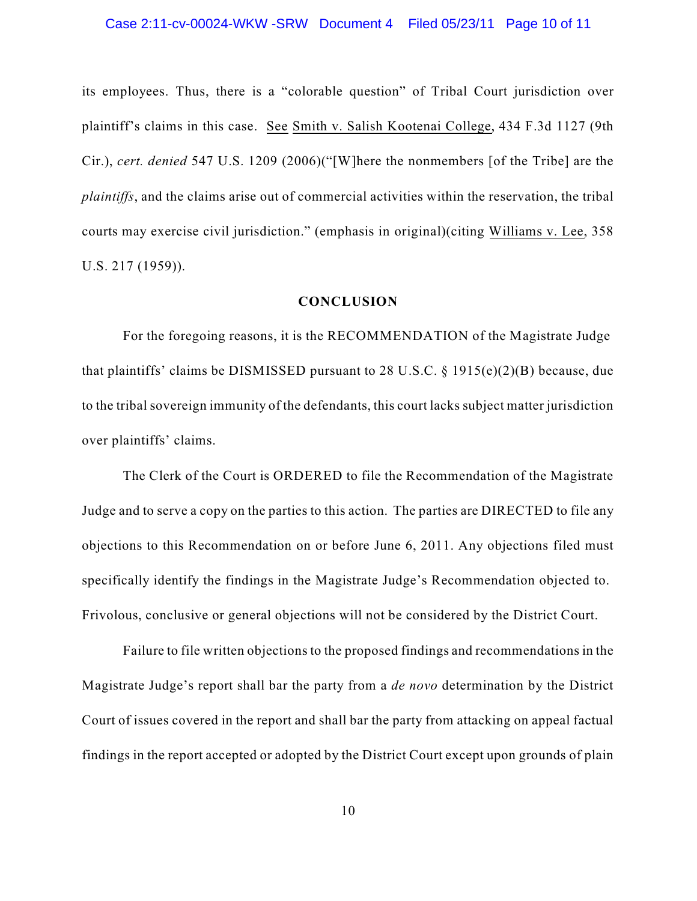its employees. Thus, there is a "colorable question" of Tribal Court jurisdiction over plaintiff's claims in this case. See Smith v. Salish Kootenai College, 434 F.3d 1127 (9th Cir.), *cert. denied* 547 U.S. 1209 (2006)("[W]here the nonmembers [of the Tribe] are the *plaintiffs*, and the claims arise out of commercial activities within the reservation, the tribal courts may exercise civil jurisdiction." (emphasis in original)(citing Williams v. Lee, 358 U.S. 217 (1959)).

**CONCLUSION**

For the foregoing reasons, it is the RECOMMENDATION of the Magistrate Judge that plaintiffs' claims be DISMISSED pursuant to 28 U.S.C. § 1915(e)(2)(B) because, due to the tribal sovereign immunity of the defendants, this court lacks subject matter jurisdiction over plaintiffs' claims.

The Clerk of the Court is ORDERED to file the Recommendation of the Magistrate Judge and to serve a copy on the parties to this action. The parties are DIRECTED to file any objections to this Recommendation on or before June 6, 2011. Any objections filed must specifically identify the findings in the Magistrate Judge's Recommendation objected to. Frivolous, conclusive or general objections will not be considered by the District Court.

Failure to file written objections to the proposed findings and recommendations in the Magistrate Judge's report shall bar the party from a *de novo* determination by the District Court of issues covered in the report and shall bar the party from attacking on appeal factual findings in the report accepted or adopted by the District Court except upon grounds of plain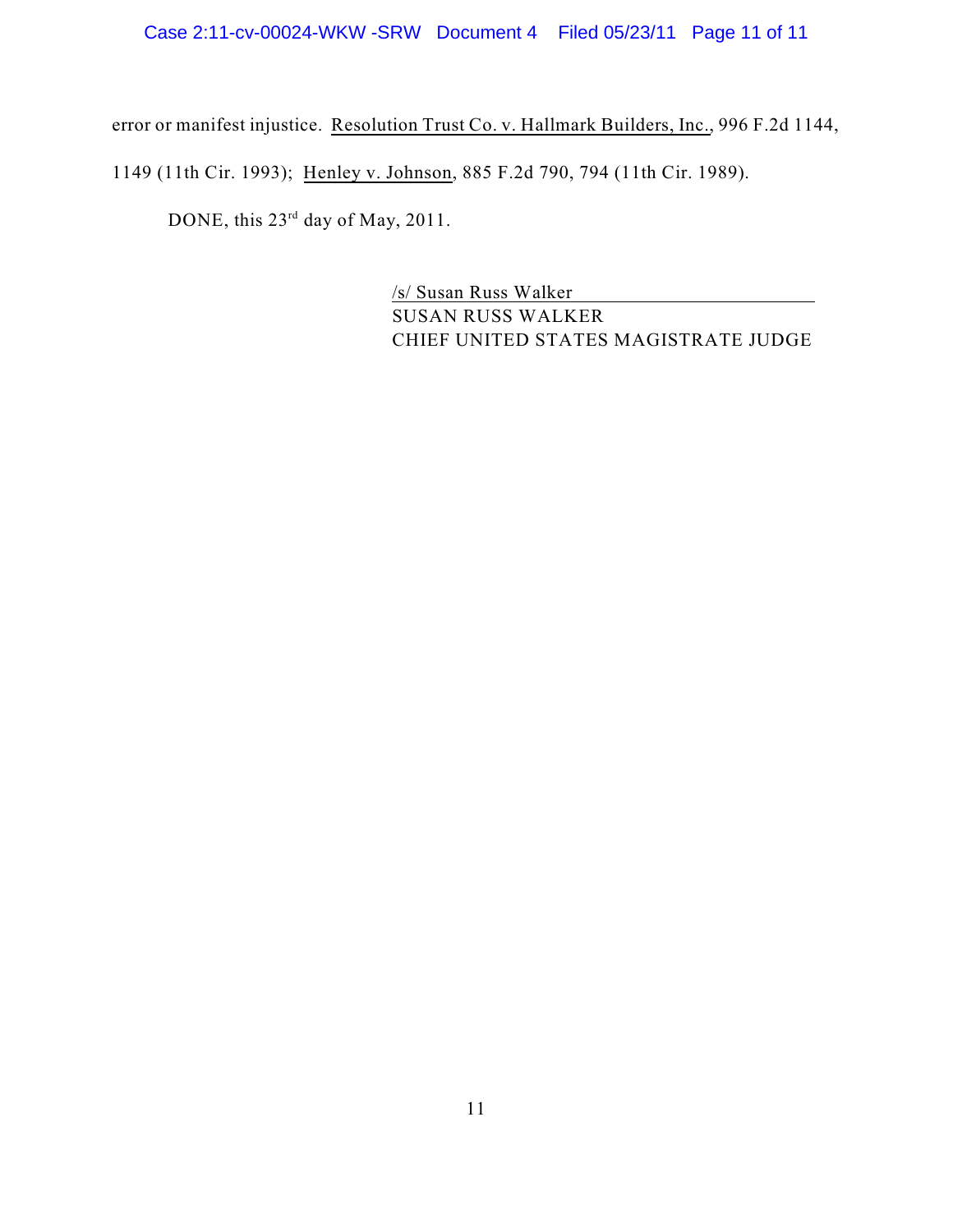error or manifest injustice. Resolution Trust Co. v. Hallmark Builders, Inc., 996 F.2d 1144, 1149 (11th Cir. 1993); Henley v. Johnson, 885 F.2d 790, 794 (11th Cir. 1989).

DONE, this 23rd day of May, 2011.

/s/ Susan Russ Walker
SUSAN RUSS WALKER
CHIEF UNITED STATES MAGISTRATE JUDGE